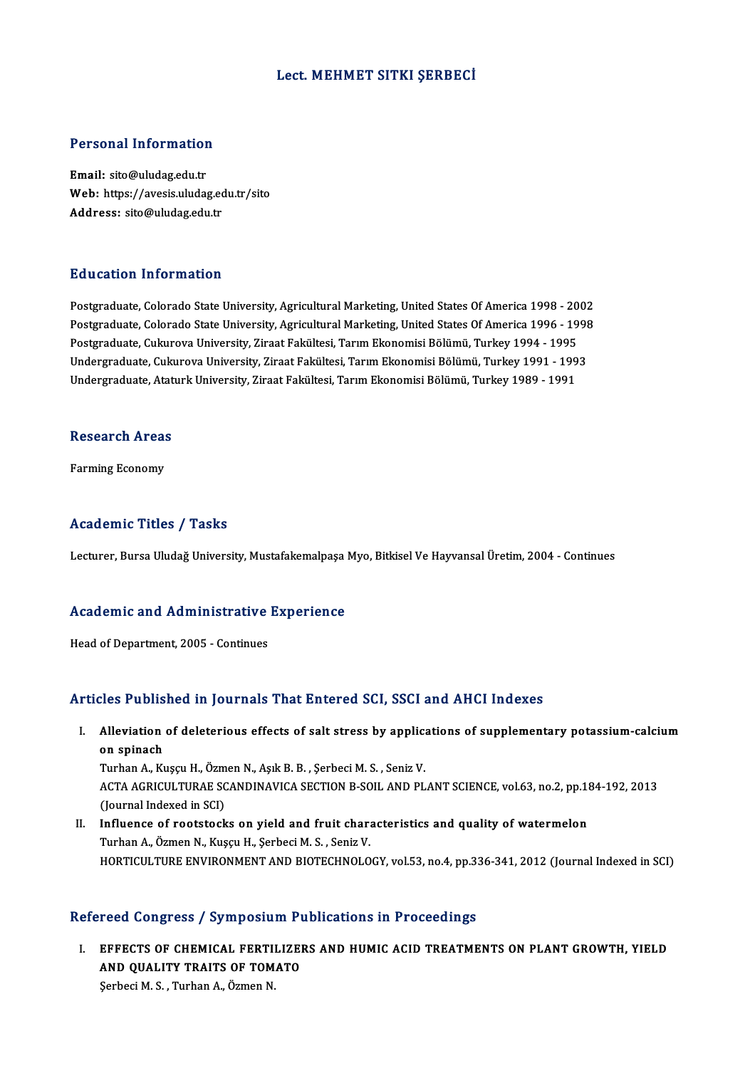# Lect. MEHMET SITKI ŞERBECİ

## Personal Information

**Email:** sito@uludag.edu.tr
**Web:** https://avesis.uludag.edu.tr/sito
**Address:** sito@uludag.edu.tr

## Education Information

Postgraduate, Colorado State University, Agricultural Marketing, United States Of America 1998 - 2002
Postgraduate, Colorado State University, Agricultural Marketing, United States Of America 1996 - 1998
Postgraduate, Cukurova University, Ziraat Fakültesi, Tarım Ekonomisi Bölümü, Turkey 1994 - 1995
Undergraduate, Cukurova University, Ziraat Fakültesi, Tarım Ekonomisi Bölümü, Turkey 1991 - 1993
Undergraduate, Ataturk University, Ziraat Fakültesi, Tarım Ekonomisi Bölümü, Turkey 1989 - 1991

## Research Areas

Farming Economy

## Academic Titles / Tasks

Lecturer, Bursa Uludağ University, Mustafakemalpaşa Myo, Bitkisel Ve Hayvansal Üretim, 2004 - Continues

## Academic and Administrative Experience

Head of Department, 2005 - Continues

## Articles Published in Journals That Entered SCI, SSCI and AHCI Indexes

I. **Alleviation of deleterious effects of salt stress by applications of supplementary potassium-calcium on spinach**
Turhan A., Kuşçu H., Özmen N., Aşık B. B. , Şerbeci M. S. , Seniz V.
ACTA AGRICULTURAE SCANDINAVICA SECTION B-SOIL AND PLANT SCIENCE, vol.63, no.2, pp.184-192, 2013 (Journal Indexed in SCI)

II. **Influence of rootstocks on yield and fruit characteristics and quality of watermelon**
Turhan A., Özmen N., Kuşçu H., Şerbeci M. S. , Seniz V.
HORTICULTURE ENVIRONMENT AND BIOTECHNOLOGY, vol.53, no.4, pp.336-341, 2012 (Journal Indexed in SCI)

## Refereed Congress / Symposium Publications in Proceedings

I. **EFFECTS OF CHEMICAL FERTILIZERS AND HUMIC ACID TREATMENTS ON PLANT GROWTH, YIELD AND QUALITY TRAITS OF TOMATO**
Şerbeci M. S. , Turhan A., Özmen N.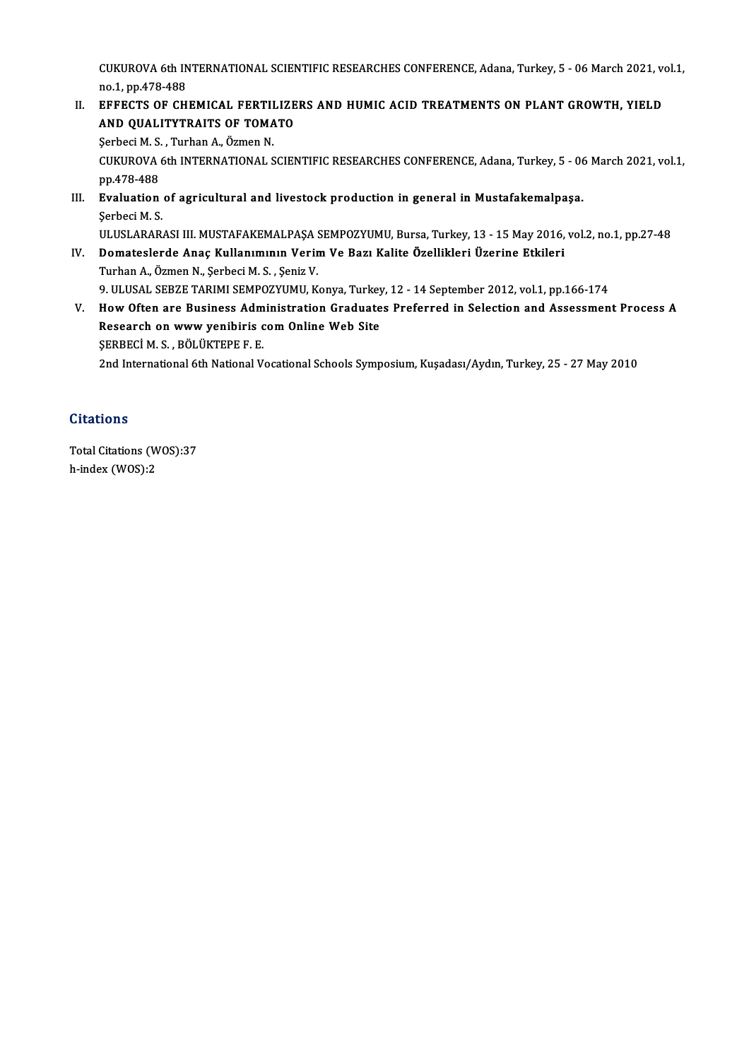CUKUROVA 6th INTERNATIONAL SCIENTIFIC RESEARCHES CONFERENCE, Adana, Turkey, 5 - 06 March 2021, vol.1, no.1, pp.478-488

II. **EFFECTS OF CHEMICAL FERTILIZERS AND HUMIC ACID TREATMENTS ON PLANT GROWTH, YIELD AND QUALITYTRAITS OF TOMATO**
Şerbeci M. S. , Turhan A., Özmen N.
CUKUROVA 6th INTERNATIONAL SCIENTIFIC RESEARCHES CONFERENCE, Adana, Turkey, 5 - 06 March 2021, vol.1, pp.478-488

III. **Evaluation of agricultural and livestock production in general in Mustafakemalpaşa.**
Şerbeci M. S.
ULUSLARARASI III. MUSTAFAKEMALPAŞA SEMPOZYUMU, Bursa, Turkey, 13 - 15 May 2016, vol.2, no.1, pp.27-48

IV. **Domateslerde Anaç Kullanımının Verim Ve Bazı Kalite Özellikleri Üzerine Etkileri**
Turhan A., Özmen N., Şerbeci M. S. , Şeniz V.
9. ULUSAL SEBZE TARIMI SEMPOZYUMU, Konya, Turkey, 12 - 14 September 2012, vol.1, pp.166-174

V. **How Often are Business Administration Graduates Preferred in Selection and Assessment Process A Research on www yenibiris com Online Web Site**
ŞERBECİ M. S. , BÖLÜKTEPE F. E.
2nd International 6th National Vocational Schools Symposium, Kuşadası/Aydın, Turkey, 25 - 27 May 2010

## Citations

Total Citations (WOS):37
h-index (WOS):2